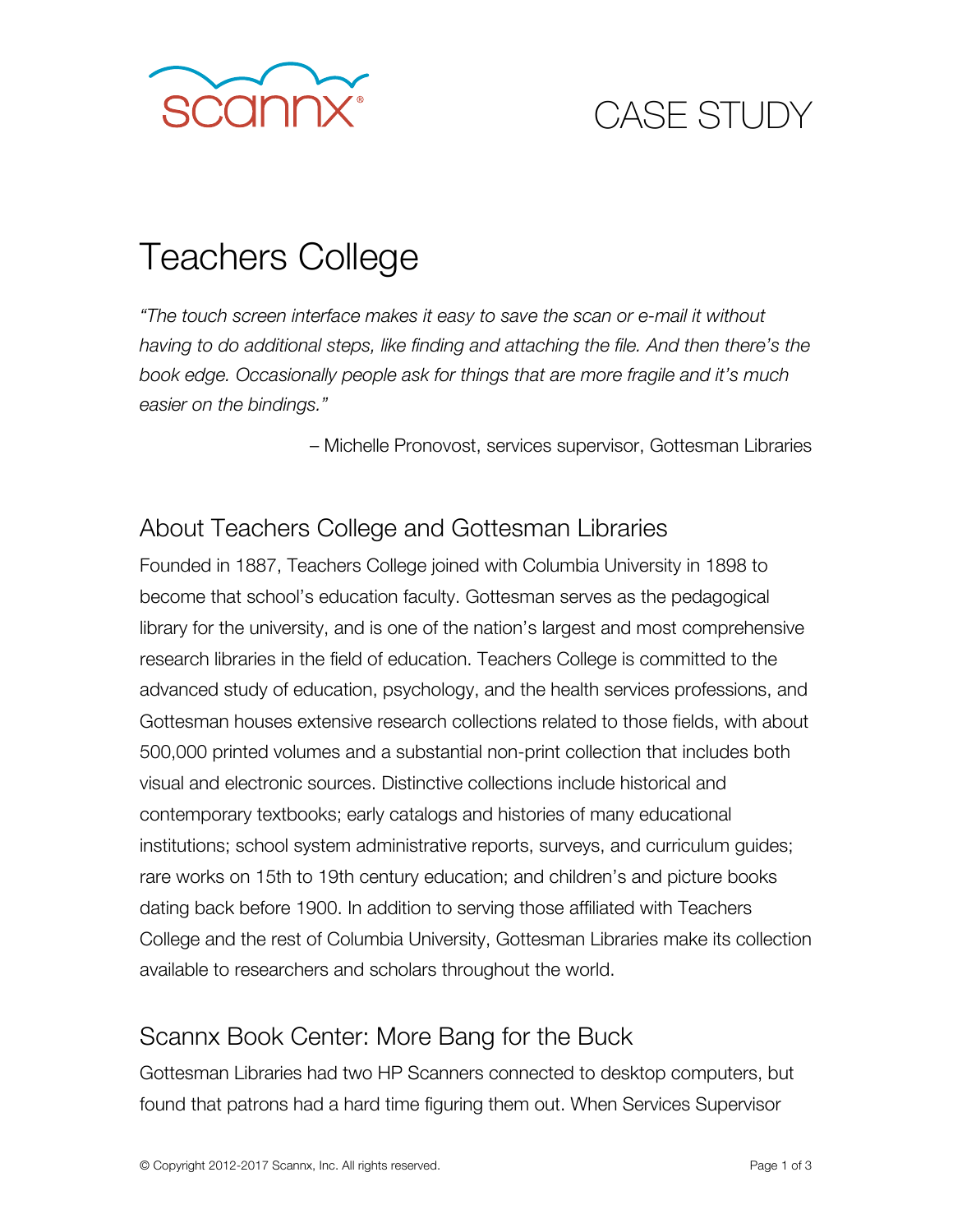scannx®

CASE STUDY

# Teachers College

*"The touch screen interface makes it easy to save the scan or e-mail it without having to do additional steps, like finding and attaching the file. And then there's the book edge. Occasionally people ask for things that are more fragile and it's much easier on the bindings."*

– Michelle Pronovost, services supervisor, Gottesman Libraries

## About Teachers College and Gottesman Libraries

Founded in 1887, Teachers College joined with Columbia University in 1898 to become that school's education faculty. Gottesman serves as the pedagogical library for the university, and is one of the nation's largest and most comprehensive research libraries in the field of education. Teachers College is committed to the advanced study of education, psychology, and the health services professions, and Gottesman houses extensive research collections related to those fields, with about 500,000 printed volumes and a substantial non-print collection that includes both visual and electronic sources. Distinctive collections include historical and contemporary textbooks; early catalogs and histories of many educational institutions; school system administrative reports, surveys, and curriculum guides; rare works on 15th to 19th century education; and children's and picture books dating back before 1900. In addition to serving those affiliated with Teachers College and the rest of Columbia University, Gottesman Libraries make its collection available to researchers and scholars throughout the world.

## Scannx Book Center: More Bang for the Buck

Gottesman Libraries had two HP Scanners connected to desktop computers, but found that patrons had a hard time figuring them out. When Services Supervisor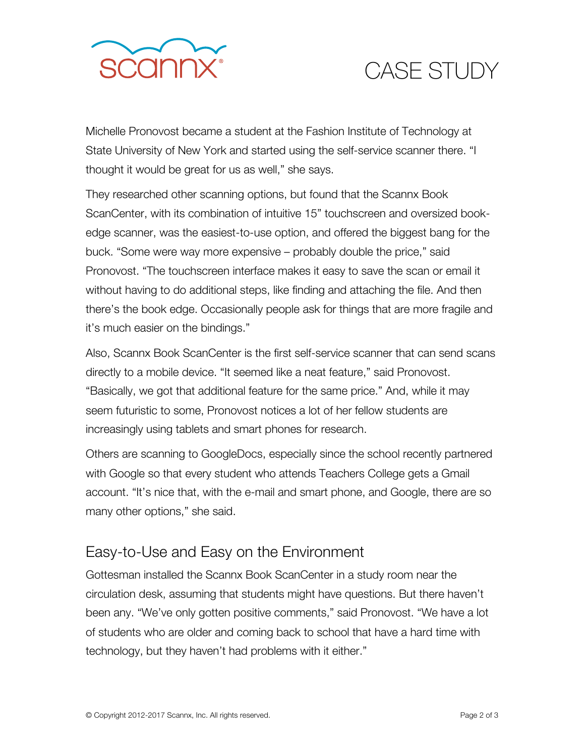Michelle Pronovost became a student at the Fashion Institute of Technology at State University of New York and started using the self-service scanner there. "I thought it would be great for us as well," she says.

They researched other scanning options, but found that the Scannx Book ScanCenter, with its combination of intuitive 15" touchscreen and oversized book-edge scanner, was the easiest-to-use option, and offered the biggest bang for the buck. "Some were way more expensive – probably double the price," said Pronovost. "The touchscreen interface makes it easy to save the scan or email it without having to do additional steps, like finding and attaching the file. And then there's the book edge. Occasionally people ask for things that are more fragile and it's much easier on the bindings."

Also, Scannx Book ScanCenter is the first self-service scanner that can send scans directly to a mobile device. "It seemed like a neat feature," said Pronovost. "Basically, we got that additional feature for the same price." And, while it may seem futuristic to some, Pronovost notices a lot of her fellow students are increasingly using tablets and smart phones for research.

Others are scanning to GoogleDocs, especially since the school recently partnered with Google so that every student who attends Teachers College gets a Gmail account. "It's nice that, with the e-mail and smart phone, and Google, there are so many other options," she said.

## Easy-to-Use and Easy on the Environment

Gottesman installed the Scannx Book ScanCenter in a study room near the circulation desk, assuming that students might have questions. But there haven't been any. "We've only gotten positive comments," said Pronovost. "We have a lot of students who are older and coming back to school that have a hard time with technology, but they haven't had problems with it either."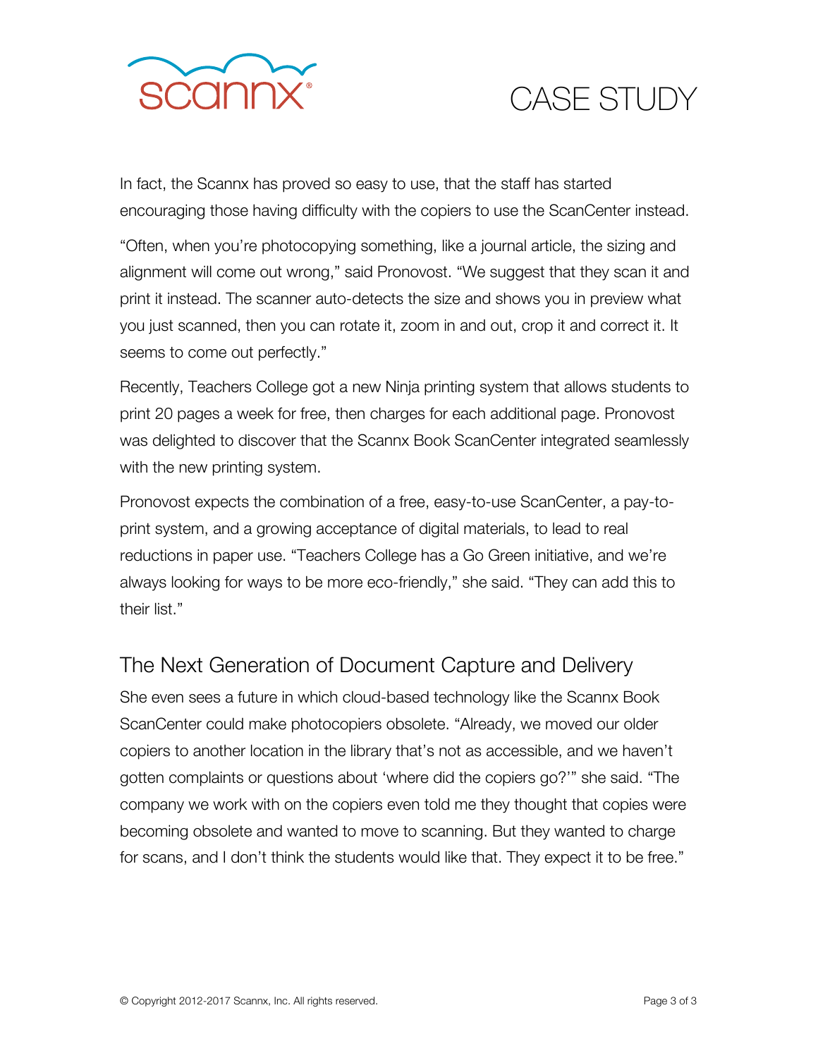In fact, the Scannx has proved so easy to use, that the staff has started encouraging those having difficulty with the copiers to use the ScanCenter instead.

"Often, when you're photocopying something, like a journal article, the sizing and alignment will come out wrong," said Pronovost. "We suggest that they scan it and print it instead. The scanner auto-detects the size and shows you in preview what you just scanned, then you can rotate it, zoom in and out, crop it and correct it. It seems to come out perfectly."

Recently, Teachers College got a new Ninja printing system that allows students to print 20 pages a week for free, then charges for each additional page. Pronovost was delighted to discover that the Scannx Book ScanCenter integrated seamlessly with the new printing system.

Pronovost expects the combination of a free, easy-to-use ScanCenter, a pay-to-print system, and a growing acceptance of digital materials, to lead to real reductions in paper use. "Teachers College has a Go Green initiative, and we're always looking for ways to be more eco-friendly," she said. "They can add this to their list."

## The Next Generation of Document Capture and Delivery

She even sees a future in which cloud-based technology like the Scannx Book ScanCenter could make photocopiers obsolete. "Already, we moved our older copiers to another location in the library that's not as accessible, and we haven't gotten complaints or questions about 'where did the copiers go?'" she said. "The company we work with on the copiers even told me they thought that copies were becoming obsolete and wanted to move to scanning. But they wanted to charge for scans, and I don't think the students would like that. They expect it to be free."

© Copyright 2012-2017 Scannx, Inc. All rights reserved.